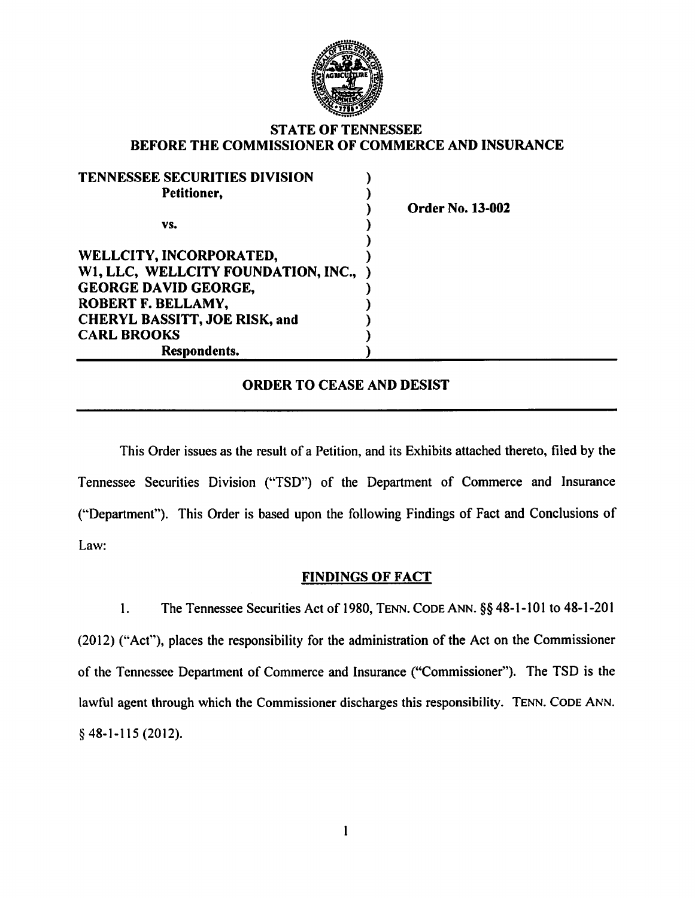**STATE OF TENNESSEE**
**BEFORE THE COMMISSIONER OF COMMERCE AND INSURANCE**

| | |
|---|---|
| **TENNESSEE SECURITIES DIVISION** | ) |
| **Petitioner,** | ) |
| | ) **Order No. 13-002** |
| **vs.** | ) |
| | ) |
| **WELLCITY, INCORPORATED,** | ) |
| **W1, LLC, WELLCITY FOUNDATION, INC.,** | ) |
| **GEORGE DAVID GEORGE,** | ) |
| **ROBERT F. BELLAMY,** | ) |
| **CHERYL BASSITT, JOE RISK, and** | ) |
| **CARL BROOKS** | ) |
| **Respondents.** | ) |

## ORDER TO CEASE AND DESIST

This Order issues as the result of a Petition, and its Exhibits attached thereto, filed by the Tennessee Securities Division ("TSD") of the Department of Commerce and Insurance ("Department"). This Order is based upon the following Findings of Fact and Conclusions of Law:

### FINDINGS OF FACT

1. The Tennessee Securities Act of 1980, TENN. CODE ANN. §§ 48-1-101 to 48-1-201 (2012) ("Act"), places the responsibility for the administration of the Act on the Commissioner of the Tennessee Department of Commerce and Insurance ("Commissioner"). The TSD is the lawful agent through which the Commissioner discharges this responsibility. TENN. CODE ANN. § 48-1-115 (2012).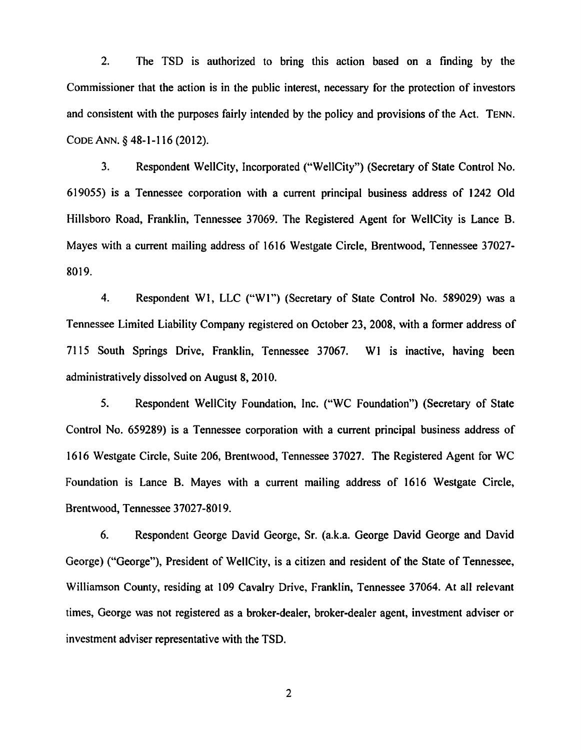2. The TSD is authorized to bring this action based on a finding by the Commissioner that the action is in the public interest, necessary for the protection of investors and consistent with the purposes fairly intended by the policy and provisions of the Act. TENN. CODE ANN. § 48-1-116 (2012).

3. Respondent WellCity, Incorporated ("WellCity") (Secretary of State Control No. 619055) is a Tennessee corporation with a current principal business address of 1242 Old Hillsboro Road, Franklin, Tennessee 37069. The Registered Agent for WellCity is Lance B. Mayes with a current mailing address of 1616 Westgate Circle, Brentwood, Tennessee 37027-8019.

4. Respondent W1, LLC ("W1") (Secretary of State Control No. 589029) was a Tennessee Limited Liability Company registered on October 23, 2008, with a former address of 7115 South Springs Drive, Franklin, Tennessee 37067. W1 is inactive, having been administratively dissolved on August 8, 2010.

5. Respondent WellCity Foundation, Inc. ("WC Foundation") (Secretary of State Control No. 659289) is a Tennessee corporation with a current principal business address of 1616 Westgate Circle, Suite 206, Brentwood, Tennessee 37027. The Registered Agent for WC Foundation is Lance B. Mayes with a current mailing address of 1616 Westgate Circle, Brentwood, Tennessee 37027-8019.

6. Respondent George David George, Sr. (a.k.a. George David George and David George) ("George"), President of WellCity, is a citizen and resident of the State of Tennessee, Williamson County, residing at 109 Cavalry Drive, Franklin, Tennessee 37064. At all relevant times, George was not registered as a broker-dealer, broker-dealer agent, investment adviser or investment adviser representative with the TSD.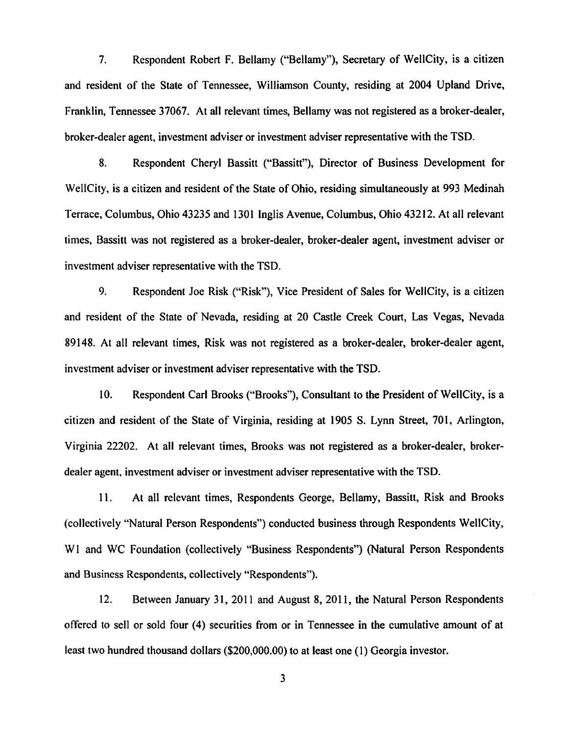7. Respondent Robert F. Bellamy ("Bellamy"), Secretary of WellCity, is a citizen and resident of the State of Tennessee, Williamson County, residing at 2004 Upland Drive, Franklin, Tennessee 37067. At all relevant times, Bellamy was not registered as a broker-dealer, broker-dealer agent, investment adviser or investment adviser representative with the TSD.

8. Respondent Cheryl Bassitt ("Bassitt"), Director of Business Development for WellCity, is a citizen and resident of the State of Ohio, residing simultaneously at 993 Medinah Terrace, Columbus, Ohio 43235 and 1301 Inglis Avenue, Columbus, Ohio 43212. At all relevant times, Bassitt was not registered as a broker-dealer, broker-dealer agent, investment adviser or investment adviser representative with the TSD.

9. Respondent Joe Risk ("Risk"), Vice President of Sales for WellCity, is a citizen and resident of the State of Nevada, residing at 20 Castle Creek Court, Las Vegas, Nevada 89148. At all relevant times, Risk was not registered as a broker-dealer, broker-dealer agent, investment adviser or investment adviser representative with the TSD.

10. Respondent Carl Brooks ("Brooks"), Consultant to the President of WellCity, is a citizen and resident of the State of Virginia, residing at 1905 S. Lynn Street, 701, Arlington, Virginia 22202. At all relevant times, Brooks was not registered as a broker-dealer, broker-dealer agent, investment adviser or investment adviser representative with the TSD.

11. At all relevant times, Respondents George, Bellamy, Bassitt, Risk and Brooks (collectively "Natural Person Respondents") conducted business through Respondents WellCity, W1 and WC Foundation (collectively "Business Respondents") (Natural Person Respondents and Business Respondents, collectively "Respondents").

12. Between January 31, 2011 and August 8, 2011, the Natural Person Respondents offered to sell or sold four (4) securities from or in Tennessee in the cumulative amount of at least two hundred thousand dollars ($200,000.00) to at least one (1) Georgia investor.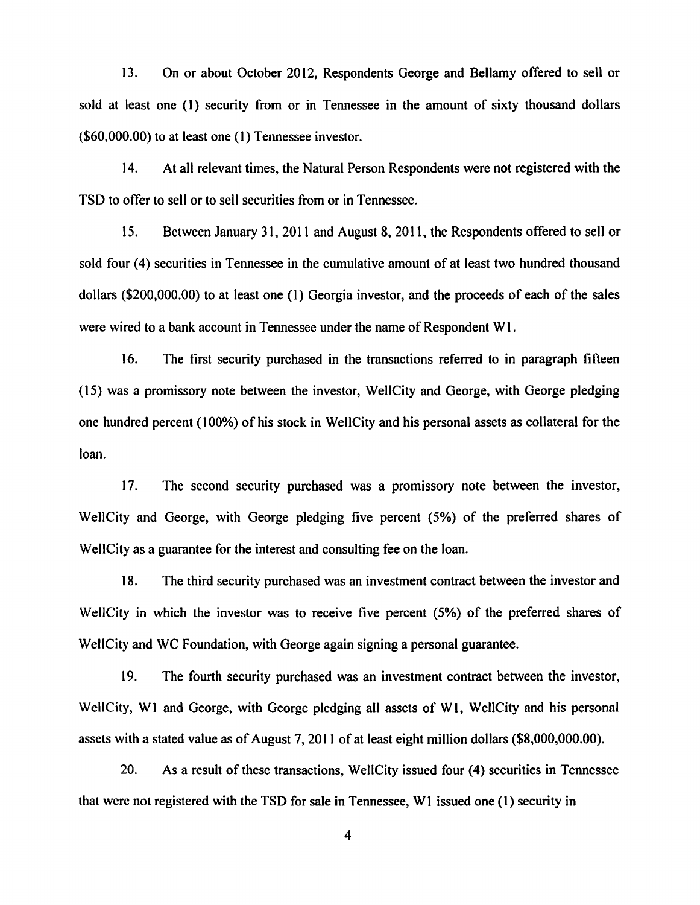13. On or about October 2012, Respondents George and Bellamy offered to sell or sold at least one (1) security from or in Tennessee in the amount of sixty thousand dollars ($60,000.00) to at least one (1) Tennessee investor.

14. At all relevant times, the Natural Person Respondents were not registered with the TSD to offer to sell or to sell securities from or in Tennessee.

15. Between January 31, 2011 and August 8, 2011, the Respondents offered to sell or sold four (4) securities in Tennessee in the cumulative amount of at least two hundred thousand dollars ($200,000.00) to at least one (1) Georgia investor, and the proceeds of each of the sales were wired to a bank account in Tennessee under the name of Respondent W1.

16. The first security purchased in the transactions referred to in paragraph fifteen (15) was a promissory note between the investor, WellCity and George, with George pledging one hundred percent (100%) of his stock in WellCity and his personal assets as collateral for the loan.

17. The second security purchased was a promissory note between the investor, WellCity and George, with George pledging five percent (5%) of the preferred shares of WellCity as a guarantee for the interest and consulting fee on the loan.

18. The third security purchased was an investment contract between the investor and WellCity in which the investor was to receive five percent (5%) of the preferred shares of WellCity and WC Foundation, with George again signing a personal guarantee.

19. The fourth security purchased was an investment contract between the investor, WellCity, W1 and George, with George pledging all assets of W1, WellCity and his personal assets with a stated value as of August 7, 2011 of at least eight million dollars ($8,000,000.00).

20. As a result of these transactions, WellCity issued four (4) securities in Tennessee that were not registered with the TSD for sale in Tennessee, W1 issued one (1) security in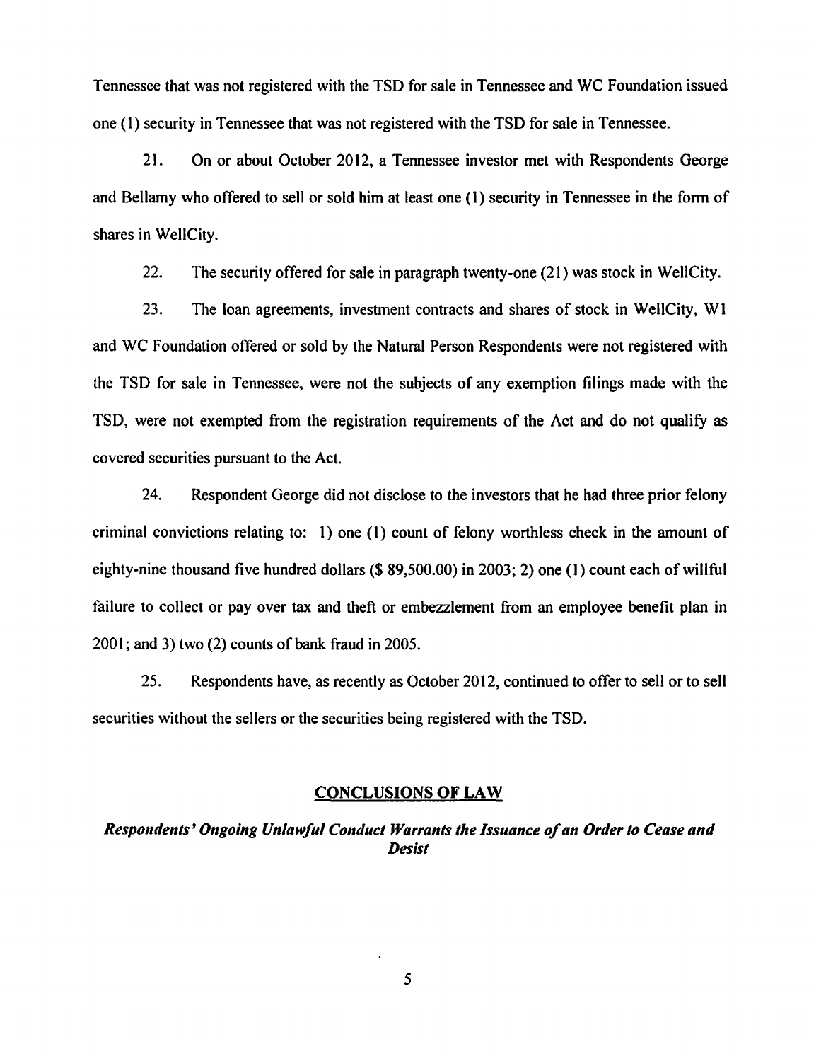Tennessee that was not registered with the TSD for sale in Tennessee and WC Foundation issued one (1) security in Tennessee that was not registered with the TSD for sale in Tennessee.

21. On or about October 2012, a Tennessee investor met with Respondents George and Bellamy who offered to sell or sold him at least one (1) security in Tennessee in the form of shares in WellCity.

22. The security offered for sale in paragraph twenty-one (21) was stock in WellCity.

23. The loan agreements, investment contracts and shares of stock in WellCity, W1 and WC Foundation offered or sold by the Natural Person Respondents were not registered with the TSD for sale in Tennessee, were not the subjects of any exemption filings made with the TSD, were not exempted from the registration requirements of the Act and do not qualify as covered securities pursuant to the Act.

24. Respondent George did not disclose to the investors that he had three prior felony criminal convictions relating to: 1) one (1) count of felony worthless check in the amount of eighty-nine thousand five hundred dollars ($ 89,500.00) in 2003; 2) one (1) count each of willful failure to collect or pay over tax and theft or embezzlement from an employee benefit plan in 2001; and 3) two (2) counts of bank fraud in 2005.

25. Respondents have, as recently as October 2012, continued to offer to sell or to sell securities without the sellers or the securities being registered with the TSD.

## CONCLUSIONS OF LAW

### *Respondents' Ongoing Unlawful Conduct Warrants the Issuance of an Order to Cease and Desist*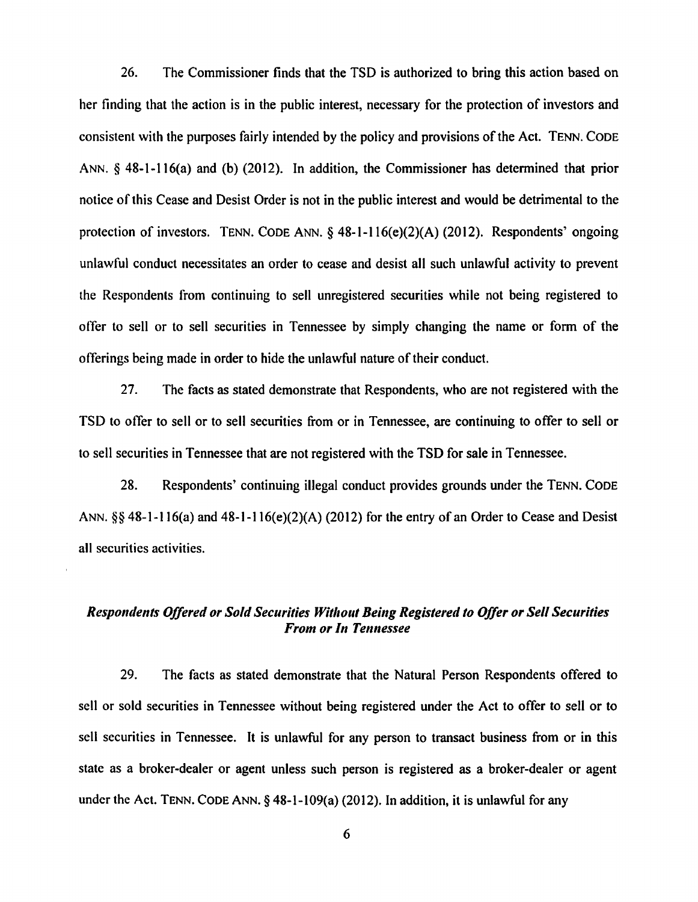26. The Commissioner finds that the TSD is authorized to bring this action based on her finding that the action is in the public interest, necessary for the protection of investors and consistent with the purposes fairly intended by the policy and provisions of the Act. TENN. CODE ANN. § 48-1-116(a) and (b) (2012). In addition, the Commissioner has determined that prior notice of this Cease and Desist Order is not in the public interest and would be detrimental to the protection of investors. TENN. CODE ANN. § 48-1-116(e)(2)(A) (2012). Respondents' ongoing unlawful conduct necessitates an order to cease and desist all such unlawful activity to prevent the Respondents from continuing to sell unregistered securities while not being registered to offer to sell or to sell securities in Tennessee by simply changing the name or form of the offerings being made in order to hide the unlawful nature of their conduct.

27. The facts as stated demonstrate that Respondents, who are not registered with the TSD to offer to sell or to sell securities from or in Tennessee, are continuing to offer to sell or to sell securities in Tennessee that are not registered with the TSD for sale in Tennessee.

28. Respondents' continuing illegal conduct provides grounds under the TENN. CODE ANN. §§ 48-1-116(a) and 48-1-116(e)(2)(A) (2012) for the entry of an Order to Cease and Desist all securities activities.

### *Respondents Offered or Sold Securities Without Being Registered to Offer or Sell Securities From or In Tennessee*

29. The facts as stated demonstrate that the Natural Person Respondents offered to sell or sold securities in Tennessee without being registered under the Act to offer to sell or to sell securities in Tennessee. It is unlawful for any person to transact business from or in this state as a broker-dealer or agent unless such person is registered as a broker-dealer or agent under the Act. TENN. CODE ANN. § 48-1-109(a) (2012). In addition, it is unlawful for any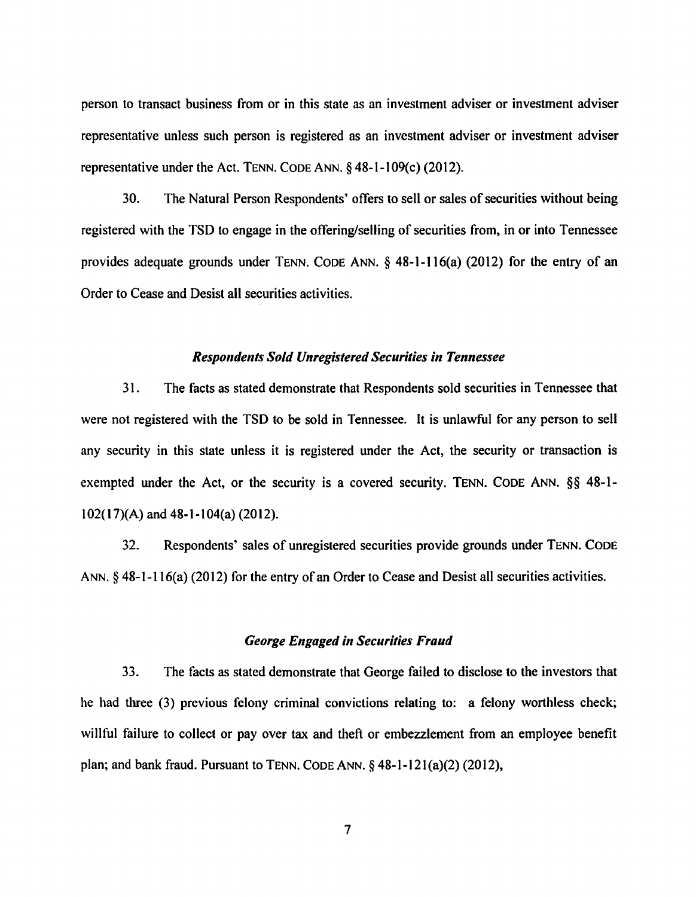person to transact business from or in this state as an investment adviser or investment adviser representative unless such person is registered as an investment adviser or investment adviser representative under the Act. TENN. CODE ANN. § 48-1-109(c) (2012).

30. The Natural Person Respondents' offers to sell or sales of securities without being registered with the TSD to engage in the offering/selling of securities from, in or into Tennessee provides adequate grounds under TENN. CODE ANN. § 48-1-116(a) (2012) for the entry of an Order to Cease and Desist all securities activities.

### *Respondents Sold Unregistered Securities in Tennessee*

31. The facts as stated demonstrate that Respondents sold securities in Tennessee that were not registered with the TSD to be sold in Tennessee. It is unlawful for any person to sell any security in this state unless it is registered under the Act, the security or transaction is exempted under the Act, or the security is a covered security. TENN. CODE ANN. §§ 48-1-102(17)(A) and 48-1-104(a) (2012).

32. Respondents' sales of unregistered securities provide grounds under TENN. CODE ANN. § 48-1-116(a) (2012) for the entry of an Order to Cease and Desist all securities activities.

### *George Engaged in Securities Fraud*

33. The facts as stated demonstrate that George failed to disclose to the investors that he had three (3) previous felony criminal convictions relating to: a felony worthless check; willful failure to collect or pay over tax and theft or embezzlement from an employee benefit plan; and bank fraud. Pursuant to TENN. CODE ANN. § 48-1-121(a)(2) (2012),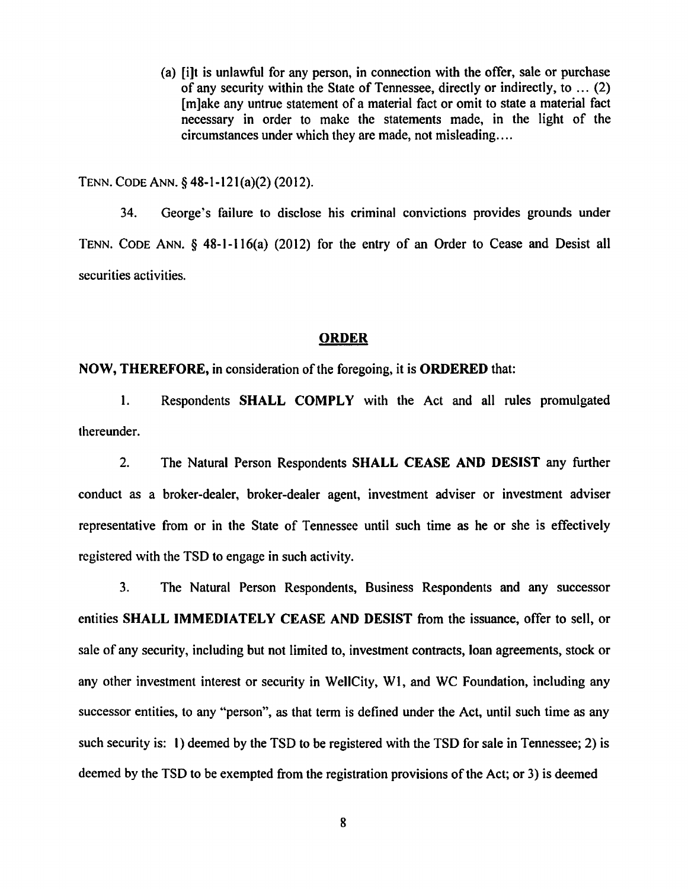> (a) [i]t is unlawful for any person, in connection with the offer, sale or purchase of any security within the State of Tennessee, directly or indirectly, to … (2) [m]ake any untrue statement of a material fact or omit to state a material fact necessary in order to make the statements made, in the light of the circumstances under which they are made, not misleading….

TENN. CODE ANN. § 48-1-121(a)(2) (2012).

34. George's failure to disclose his criminal convictions provides grounds under TENN. CODE ANN. § 48-1-116(a) (2012) for the entry of an Order to Cease and Desist all securities activities.

## ORDER

**NOW, THEREFORE,** in consideration of the foregoing, it is **ORDERED** that:

1. Respondents **SHALL COMPLY** with the Act and all rules promulgated thereunder.

2. The Natural Person Respondents **SHALL CEASE AND DESIST** any further conduct as a broker-dealer, broker-dealer agent, investment adviser or investment adviser representative from or in the State of Tennessee until such time as he or she is effectively registered with the TSD to engage in such activity.

3. The Natural Person Respondents, Business Respondents and any successor entities **SHALL IMMEDIATELY CEASE AND DESIST** from the issuance, offer to sell, or sale of any security, including but not limited to, investment contracts, loan agreements, stock or any other investment interest or security in WellCity, W1, and WC Foundation, including any successor entities, to any "person", as that term is defined under the Act, until such time as any such security is: 1) deemed by the TSD to be registered with the TSD for sale in Tennessee; 2) is deemed by the TSD to be exempted from the registration provisions of the Act; or 3) is deemed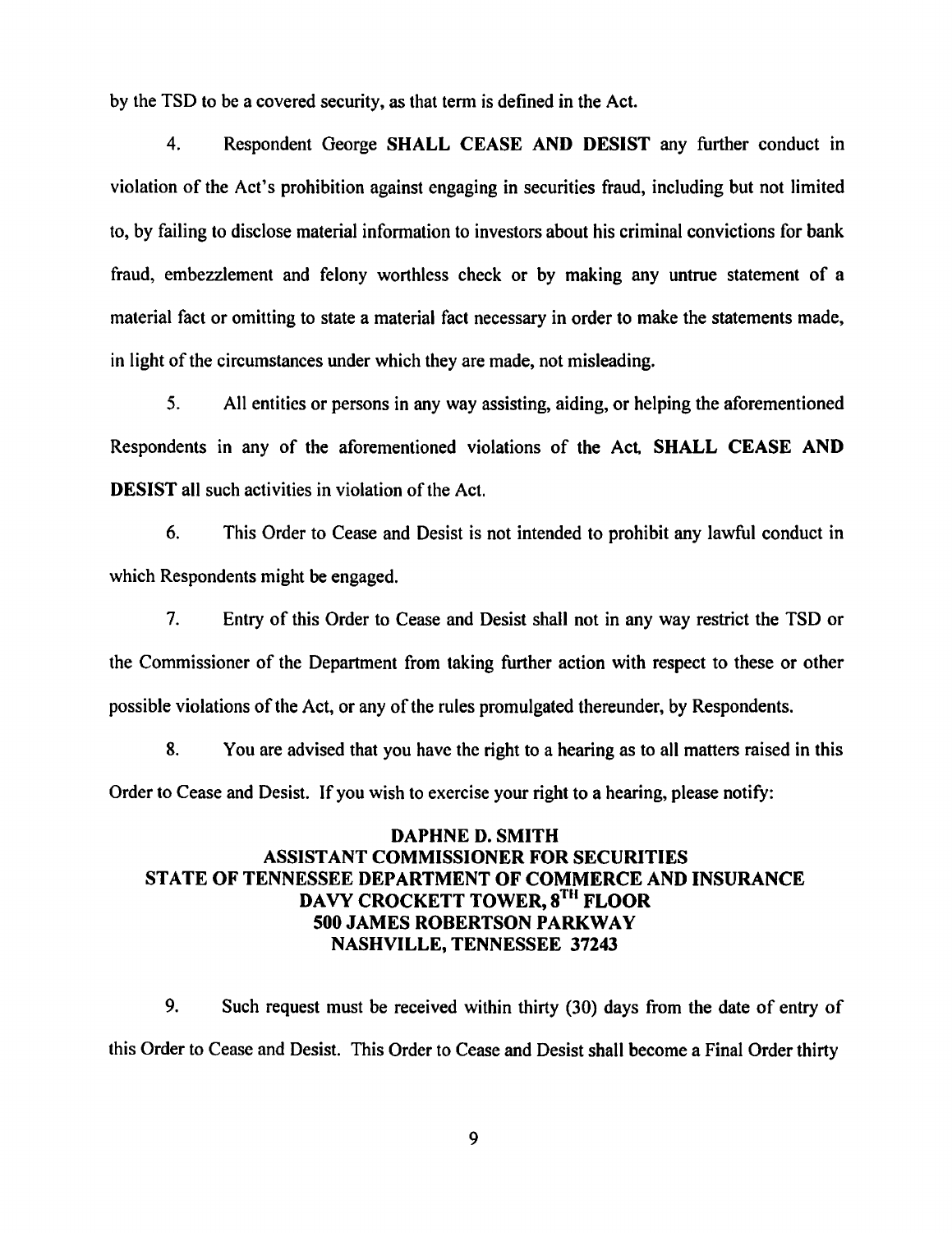by the TSD to be a covered security, as that term is defined in the Act.

4. Respondent George **SHALL CEASE AND DESIST** any further conduct in violation of the Act's prohibition against engaging in securities fraud, including but not limited to, by failing to disclose material information to investors about his criminal convictions for bank fraud, embezzlement and felony worthless check or by making any untrue statement of a material fact or omitting to state a material fact necessary in order to make the statements made, in light of the circumstances under which they are made, not misleading.

5. All entities or persons in any way assisting, aiding, or helping the aforementioned Respondents in any of the aforementioned violations of the Act, **SHALL CEASE AND DESIST** all such activities in violation of the Act.

6. This Order to Cease and Desist is not intended to prohibit any lawful conduct in which Respondents might be engaged.

7. Entry of this Order to Cease and Desist shall not in any way restrict the TSD or the Commissioner of the Department from taking further action with respect to these or other possible violations of the Act, or any of the rules promulgated thereunder, by Respondents.

8. You are advised that you have the right to a hearing as to all matters raised in this Order to Cease and Desist. If you wish to exercise your right to a hearing, please notify:

**DAPHNE D. SMITH**
**ASSISTANT COMMISSIONER FOR SECURITIES**
**STATE OF TENNESSEE DEPARTMENT OF COMMERCE AND INSURANCE**
**DAVY CROCKETT TOWER, 8TH FLOOR**
**500 JAMES ROBERTSON PARKWAY**
**NASHVILLE, TENNESSEE 37243**

9. Such request must be received within thirty (30) days from the date of entry of this Order to Cease and Desist. This Order to Cease and Desist shall become a Final Order thirty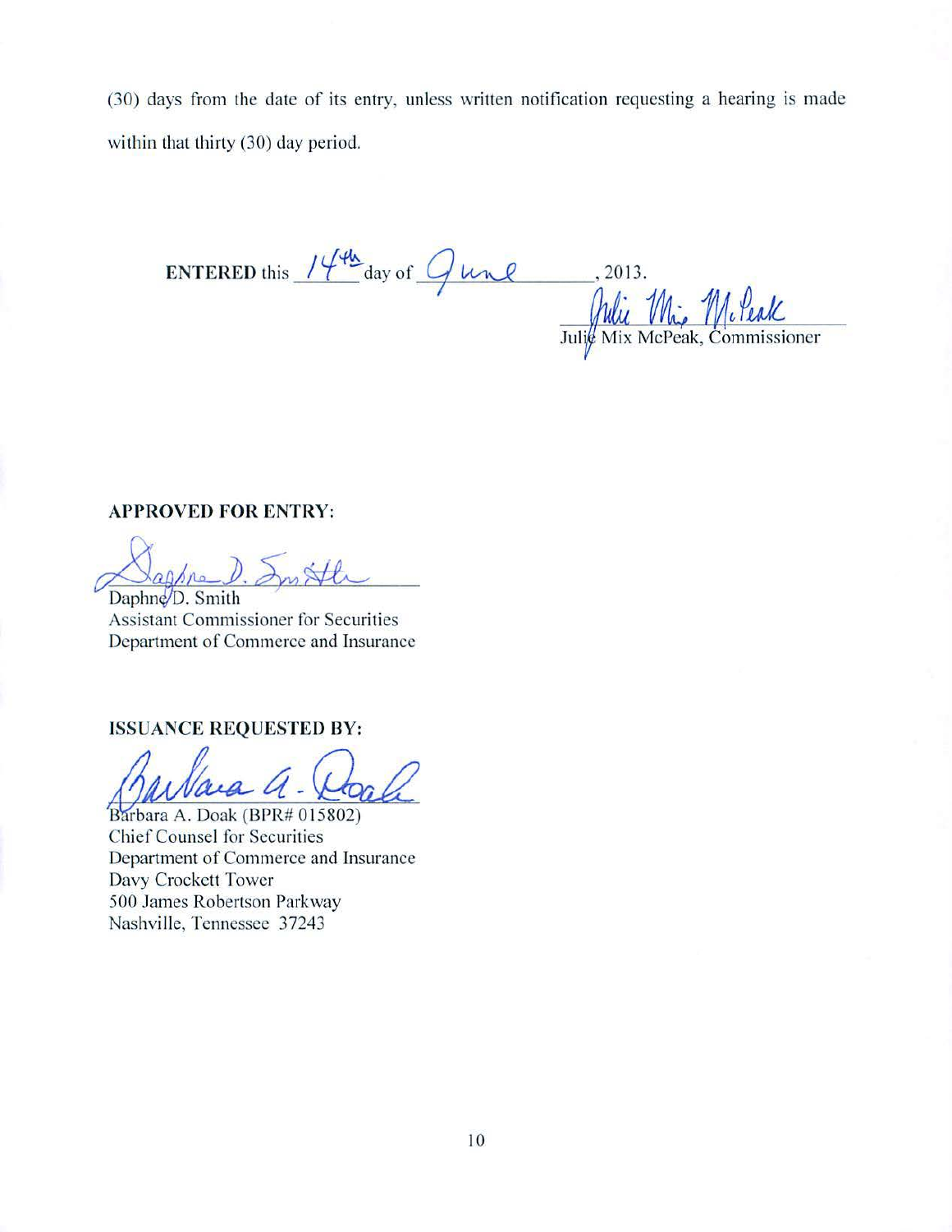(30) days from the date of its entry, unless written notification requesting a hearing is made within that thirty (30) day period.

**ENTERED** this 14th day of June, 2013.

Julie Mix McPeak, Commissioner

**APPROVED FOR ENTRY:**

Daphne D. Smith
Assistant Commissioner for Securities
Department of Commerce and Insurance

**ISSUANCE REQUESTED BY:**

Barbara A. Doak (BPR# 015802)
Chief Counsel for Securities
Department of Commerce and Insurance
Davy Crockett Tower
500 James Robertson Parkway
Nashville, Tennessee 37243